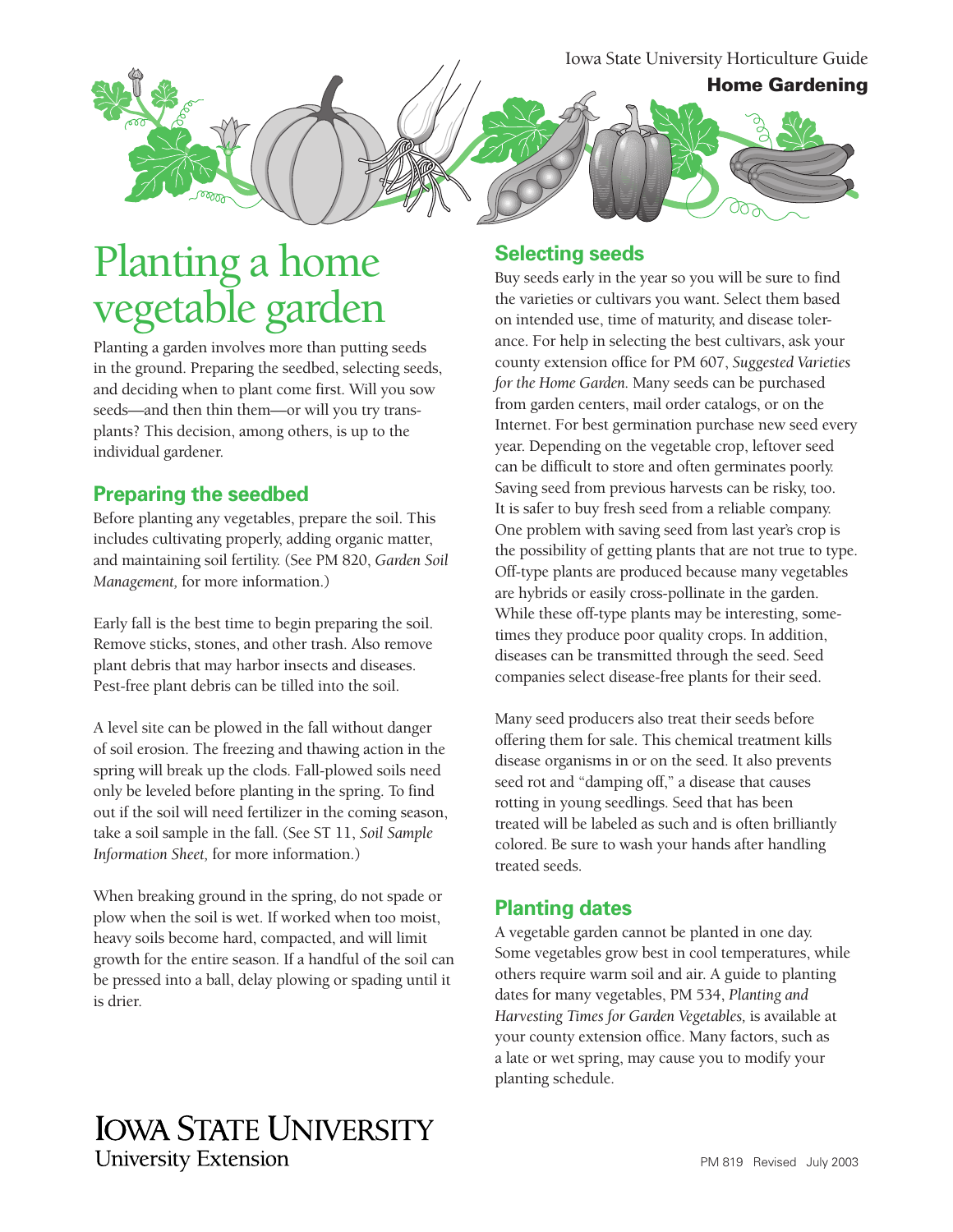Iowa State University Horticulture Guide

**Home Gardening**

# Planting a home vegetable garden

Planting a garden involves more than putting seeds in the ground. Preparing the seedbed, selecting seeds, and deciding when to plant come first. Will you sow seeds—and then thin them—or will you try transplants? This decision, among others, is up to the individual gardener.

## Preparing the seedbed

Before planting any vegetables, prepare the soil. This includes cultivating properly, adding organic matter, and maintaining soil fertility. (See PM 820, *Garden Soil Management,* for more information.)

Early fall is the best time to begin preparing the soil. Remove sticks, stones, and other trash. Also remove plant debris that may harbor insects and diseases. Pest-free plant debris can be tilled into the soil.

A level site can be plowed in the fall without danger of soil erosion. The freezing and thawing action in the spring will break up the clods. Fall-plowed soils need only be leveled before planting in the spring. To find out if the soil will need fertilizer in the coming season, take a soil sample in the fall. (See ST 11, *Soil Sample Information Sheet,* for more information.)

When breaking ground in the spring, do not spade or plow when the soil is wet. If worked when too moist, heavy soils become hard, compacted, and will limit growth for the entire season. If a handful of the soil can be pressed into a ball, delay plowing or spading until it is drier.

## Selecting seeds

Buy seeds early in the year so you will be sure to find the varieties or cultivars you want. Select them based on intended use, time of maturity, and disease tolerance. For help in selecting the best cultivars, ask your county extension office for PM 607, *Suggested Varieties for the Home Garden.* Many seeds can be purchased from garden centers, mail order catalogs, or on the Internet. For best germination purchase new seed every year. Depending on the vegetable crop, leftover seed can be difficult to store and often germinates poorly. Saving seed from previous harvests can be risky, too. It is safer to buy fresh seed from a reliable company. One problem with saving seed from last year's crop is the possibility of getting plants that are not true to type. Off-type plants are produced because many vegetables are hybrids or easily cross-pollinate in the garden. While these off-type plants may be interesting, sometimes they produce poor quality crops. In addition, diseases can be transmitted through the seed. Seed companies select disease-free plants for their seed.

Many seed producers also treat their seeds before offering them for sale. This chemical treatment kills disease organisms in or on the seed. It also prevents seed rot and "damping off," a disease that causes rotting in young seedlings. Seed that has been treated will be labeled as such and is often brilliantly colored. Be sure to wash your hands after handling treated seeds.

## Planting dates

A vegetable garden cannot be planted in one day. Some vegetables grow best in cool temperatures, while others require warm soil and air. A guide to planting dates for many vegetables, PM 534, *Planting and Harvesting Times for Garden Vegetables,* is available at your county extension office. Many factors, such as a late or wet spring, may cause you to modify your planting schedule.

IOWA STATE UNIVERSITY
University Extension

PM 819 Revised July 2003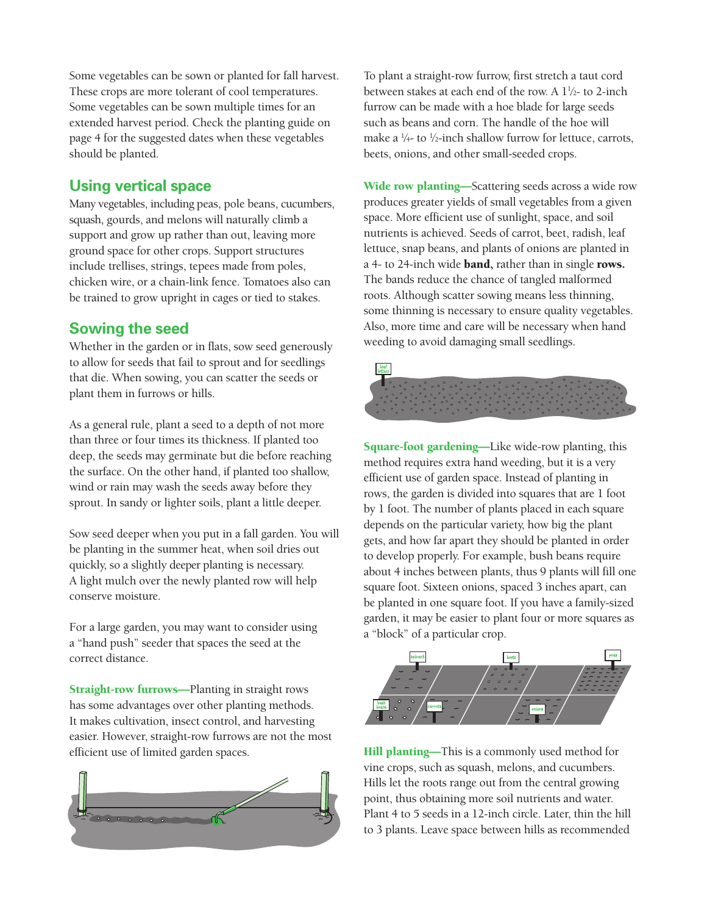Some vegetables can be sown or planted for fall harvest. These crops are more tolerant of cool temperatures. Some vegetables can be sown multiple times for an extended harvest period. Check the planting guide on page 4 for the suggested dates when these vegetables should be planted.

## Using vertical space

Many vegetables, including peas, pole beans, cucumbers, squash, gourds, and melons will naturally climb a support and grow up rather than out, leaving more ground space for other crops. Support structures include trellises, strings, tepees made from poles, chicken wire, or a chain-link fence. Tomatoes also can be trained to grow upright in cages or tied to stakes.

## Sowing the seed

Whether in the garden or in flats, sow seed generously to allow for seeds that fail to sprout and for seedlings that die. When sowing, you can scatter the seeds or plant them in furrows or hills.

As a general rule, plant a seed to a depth of not more than three or four times its thickness. If planted too deep, the seeds may germinate but die before reaching the surface. On the other hand, if planted too shallow, wind or rain may wash the seeds away before they sprout. In sandy or lighter soils, plant a little deeper.

Sow seed deeper when you put in a fall garden. You will be planting in the summer heat, when soil dries out quickly, so a slightly deeper planting is necessary. A light mulch over the newly planted row will help conserve moisture.

For a large garden, you may want to consider using a "hand push" seeder that spaces the seed at the correct distance.

**Straight-row furrows—**Planting in straight rows has some advantages over other planting methods. It makes cultivation, insect control, and harvesting easier. However, straight-row furrows are not the most efficient use of limited garden spaces.

To plant a straight-row furrow, first stretch a taut cord between stakes at each end of the row. A 1½- to 2-inch furrow can be made with a hoe blade for large seeds such as beans and corn. The handle of the hoe will make a ¼- to ½-inch shallow furrow for lettuce, carrots, beets, onions, and other small-seeded crops.

**Wide row planting—**Scattering seeds across a wide row produces greater yields of small vegetables from a given space. More efficient use of sunlight, space, and soil nutrients is achieved. Seeds of carrot, beet, radish, leaf lettuce, snap beans, and plants of onions are planted in a 4- to 24-inch wide **band,** rather than in single **rows.** The bands reduce the chance of tangled malformed roots. Although scatter sowing means less thinning, some thinning is necessary to ensure quality vegetables. Also, more time and care will be necessary when hand weeding to avoid damaging small seedlings.

**Square-foot gardening—**Like wide-row planting, this method requires extra hand weeding, but it is a very efficient use of garden space. Instead of planting in rows, the garden is divided into squares that are 1 foot by 1 foot. The number of plants placed in each square depends on the particular variety, how big the plant gets, and how far apart they should be planted in order to develop properly. For example, bush beans require about 4 inches between plants, thus 9 plants will fill one square foot. Sixteen onions, spaced 3 inches apart, can be planted in one square foot. If you have a family-sized garden, it may be easier to plant four or more squares as a "block" of a particular crop.

**Hill planting—**This is a commonly used method for vine crops, such as squash, melons, and cucumbers. Hills let the roots range out from the central growing point, thus obtaining more soil nutrients and water. Plant 4 to 5 seeds in a 12-inch circle. Later, thin the hill to 3 plants. Leave space between hills as recommended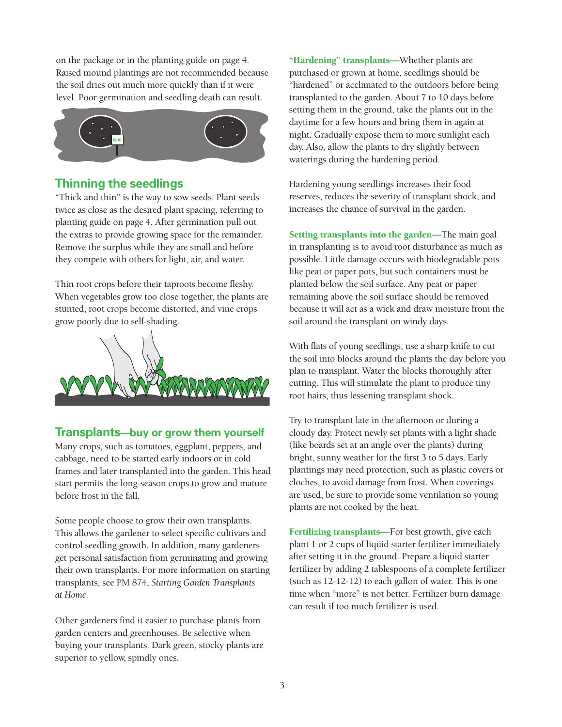on the package or in the planting guide on page 4. Raised mound plantings are not recommended because the soil dries out much more quickly than if it were level. Poor germination and seedling death can result.

## Thinning the seedlings

"Thick and thin" is the way to sow seeds. Plant seeds twice as close as the desired plant spacing, referring to planting guide on page 4. After germination pull out the extras to provide growing space for the remainder. Remove the surplus while they are small and before they compete with others for light, air, and water.

Thin root crops before their taproots become fleshy. When vegetables grow too close together, the plants are stunted, root crops become distorted, and vine crops grow poorly due to self-shading.

## Transplants—buy or grow them yourself

Many crops, such as tomatoes, eggplant, peppers, and cabbage, need to be started early indoors or in cold frames and later transplanted into the garden. This head start permits the long-season crops to grow and mature before frost in the fall.

Some people choose to grow their own transplants. This allows the gardener to select specific cultivars and control seedling growth. In addition, many gardeners get personal satisfaction from germinating and growing their own transplants. For more information on starting transplants, see PM 874, *Starting Garden Transplants at Home*.

Other gardeners find it easier to purchase plants from garden centers and greenhouses. Be selective when buying your transplants. Dark green, stocky plants are superior to yellow, spindly ones.

**"Hardening" transplants—**Whether plants are purchased or grown at home, seedlings should be "hardened" or acclimated to the outdoors before being transplanted to the garden. About 7 to 10 days before setting them in the ground, take the plants out in the daytime for a few hours and bring them in again at night. Gradually expose them to more sunlight each day. Also, allow the plants to dry slightly between waterings during the hardening period.

Hardening young seedlings increases their food reserves, reduces the severity of transplant shock, and increases the chance of survival in the garden.

**Setting transplants into the garden—**The main goal in transplanting is to avoid root disturbance as much as possible. Little damage occurs with biodegradable pots like peat or paper pots, but such containers must be planted below the soil surface. Any peat or paper remaining above the soil surface should be removed because it will act as a wick and draw moisture from the soil around the transplant on windy days.

With flats of young seedlings, use a sharp knife to cut the soil into blocks around the plants the day before you plan to transplant. Water the blocks thoroughly after cutting. This will stimulate the plant to produce tiny root hairs, thus lessening transplant shock.

Try to transplant late in the afternoon or during a cloudy day. Protect newly set plants with a light shade (like boards set at an angle over the plants) during bright, sunny weather for the first 3 to 5 days. Early plantings may need protection, such as plastic covers or cloches, to avoid damage from frost. When coverings are used, be sure to provide some ventilation so young plants are not cooked by the heat.

**Fertilizing transplants—**For best growth, give each plant 1 or 2 cups of liquid starter fertilizer immediately after setting it in the ground. Prepare a liquid starter fertilizer by adding 2 tablespoons of a complete fertilizer (such as 12-12-12) to each gallon of water. This is one time when "more" is not better. Fertilizer burn damage can result if too much fertilizer is used.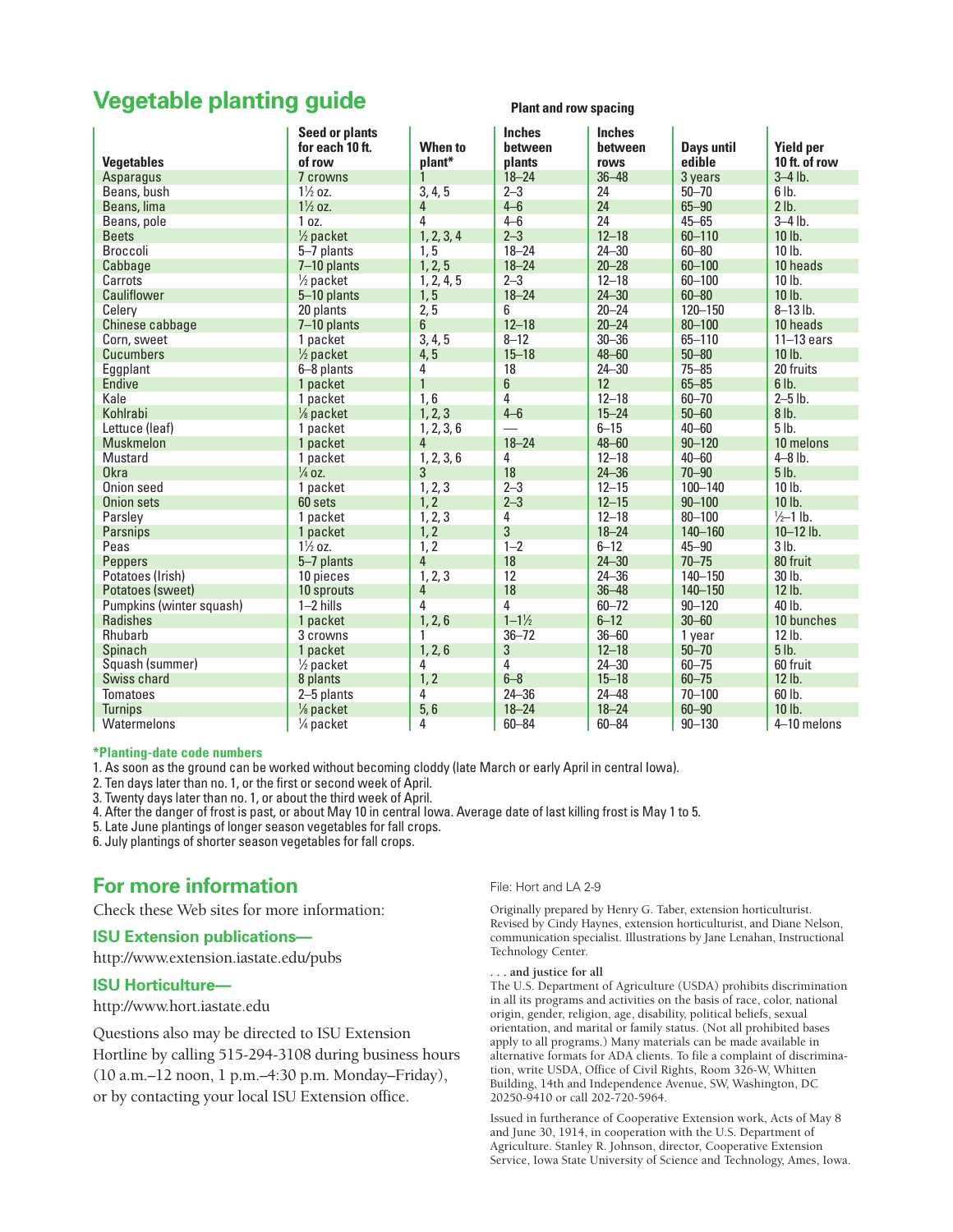## Vegetable planting guide

| | | | Plant and row spacing | | | |
|---|---|---|---|---|---|---|
| **Vegetables** | **Seed or plants for each 10 ft. of row** | **When to plant*** | **Inches between plants** | **Inches between rows** | **Days until edible** | **Yield per 10 ft. of row** |
| Asparagus | 7 crowns | 1 | 18–24 | 36–48 | 3 years | 3–4 lb. |
| Beans, bush | 1½ oz. | 3, 4, 5 | 2–3 | 24 | 50–70 | 6 lb. |
| Beans, lima | 1½ oz. | 4 | 4–6 | 24 | 65–90 | 2 lb. |
| Beans, pole | 1 oz. | 4 | 4–6 | 24 | 45–65 | 3–4 lb. |
| Beets | ½ packet | 1, 2, 3, 4 | 2–3 | 12–18 | 60–110 | 10 lb. |
| Broccoli | 5–7 plants | 1, 5 | 18–24 | 24–30 | 60–80 | 10 lb. |
| Cabbage | 7–10 plants | 1, 2, 5 | 18–24 | 20–28 | 60–100 | 10 heads |
| Carrots | ½ packet | 1, 2, 4, 5 | 2–3 | 12–18 | 60–100 | 10 lb. |
| Cauliflower | 5–10 plants | 1, 5 | 18–24 | 24–30 | 60–80 | 10 lb. |
| Celery | 20 plants | 2, 5 | 6 | 20–24 | 120–150 | 8–13 lb. |
| Chinese cabbage | 7–10 plants | 6 | 12–18 | 20–24 | 80–100 | 10 heads |
| Corn, sweet | 1 packet | 3, 4, 5 | 8–12 | 30–36 | 65–110 | 11–13 ears |
| Cucumbers | ½ packet | 4, 5 | 15–18 | 48–60 | 50–80 | 10 lb. |
| Eggplant | 6–8 plants | 4 | 18 | 24–30 | 75–85 | 20 fruits |
| Endive | 1 packet | 1 | 6 | 12 | 65–85 | 6 lb. |
| Kale | 1 packet | 1, 6 | 4 | 12–18 | 60–70 | 2–5 lb. |
| Kohlrabi | ⅛ packet | 1, 2, 3 | 4–6 | 15–24 | 50–60 | 8 lb. |
| Lettuce (leaf) | 1 packet | 1, 2, 3, 6 | — | 6–15 | 40–60 | 5 lb. |
| Muskmelon | 1 packet | 4 | 18–24 | 48–60 | 90–120 | 10 melons |
| Mustard | 1 packet | 1, 2, 3, 6 | 4 | 12–18 | 40–60 | 4–8 lb. |
| Okra | ¼ oz. | 3 | 18 | 24–36 | 70–90 | 5 lb. |
| Onion seed | 1 packet | 1, 2, 3 | 2–3 | 12–15 | 100–140 | 10 lb. |
| Onion sets | 60 sets | 1, 2 | 2–3 | 12–15 | 90–100 | 10 lb. |
| Parsley | 1 packet | 1, 2, 3 | 4 | 12–18 | 80–100 | ½–1 lb. |
| Parsnips | 1 packet | 1, 2 | 3 | 18–24 | 140–160 | 10–12 lb. |
| Peas | 1½ oz. | 1, 2 | 1–2 | 6–12 | 45–90 | 3 lb. |
| Peppers | 5–7 plants | 4 | 18 | 24–30 | 70–75 | 80 fruit |
| Potatoes (Irish) | 10 pieces | 1, 2, 3 | 12 | 24–36 | 140–150 | 30 lb. |
| Potatoes (sweet) | 10 sprouts | 4 | 18 | 36–48 | 140–150 | 12 lb. |
| Pumpkins (winter squash) | 1–2 hills | 4 | 4 | 60–72 | 90–120 | 40 lb. |
| Radishes | 1 packet | 1, 2, 6 | 1–1½ | 6–12 | 30–60 | 10 bunches |
| Rhubarb | 3 crowns | 1 | 36–72 | 36–60 | 1 year | 12 lb. |
| Spinach | 1 packet | 1, 2, 6 | 3 | 12–18 | 50–70 | 5 lb. |
| Squash (summer) | ½ packet | 4 | 4 | 24–30 | 60–75 | 60 fruit |
| Swiss chard | 8 plants | 1, 2 | 6–8 | 15–18 | 60–75 | 12 lb. |
| Tomatoes | 2–5 plants | 4 | 24–36 | 24–48 | 70–100 | 60 lb. |
| Turnips | ⅛ packet | 5, 6 | 18–24 | 18–24 | 60–90 | 10 lb. |
| Watermelons | ¼ packet | 4 | 60–84 | 60–84 | 90–130 | 4–10 melons |

**\*Planting-date code numbers**

1. As soon as the ground can be worked without becoming cloddy (late March or early April in central Iowa).
2. Ten days later than no. 1, or the first or second week of April.
3. Twenty days later than no. 1, or about the third week of April.
4. After the danger of frost is past, or about May 10 in central Iowa. Average date of last killing frost is May 1 to 5.
5. Late June plantings of longer season vegetables for fall crops.
6. July plantings of shorter season vegetables for fall crops.

## For more information

Check these Web sites for more information:

### ISU Extension publications—

http://www.extension.iastate.edu/pubs

### ISU Horticulture—

http://www.hort.iastate.edu

Questions also may be directed to ISU Extension Hortline by calling 515-294-3108 during business hours (10 a.m.–12 noon, 1 p.m.–4:30 p.m. Monday–Friday), or by contacting your local ISU Extension office.

File: Hort and LA 2-9

Originally prepared by Henry G. Taber, extension horticulturist. Revised by Cindy Haynes, extension horticulturist, and Diane Nelson, communication specialist. Illustrations by Jane Lenahan, Instructional Technology Center.

**. . . and justice for all**
The U.S. Department of Agriculture (USDA) prohibits discrimination in all its programs and activities on the basis of race, color, national origin, gender, religion, age, disability, political beliefs, sexual orientation, and marital or family status. (Not all prohibited bases apply to all programs.) Many materials can be made available in alternative formats for ADA clients. To file a complaint of discrimination, write USDA, Office of Civil Rights, Room 326-W, Whitten Building, 14th and Independence Avenue, SW, Washington, DC 20250-9410 or call 202-720-5964.

Issued in furtherance of Cooperative Extension work, Acts of May 8 and June 30, 1914, in cooperation with the U.S. Department of Agriculture. Stanley R. Johnson, director, Cooperative Extension Service, Iowa State University of Science and Technology, Ames, Iowa.